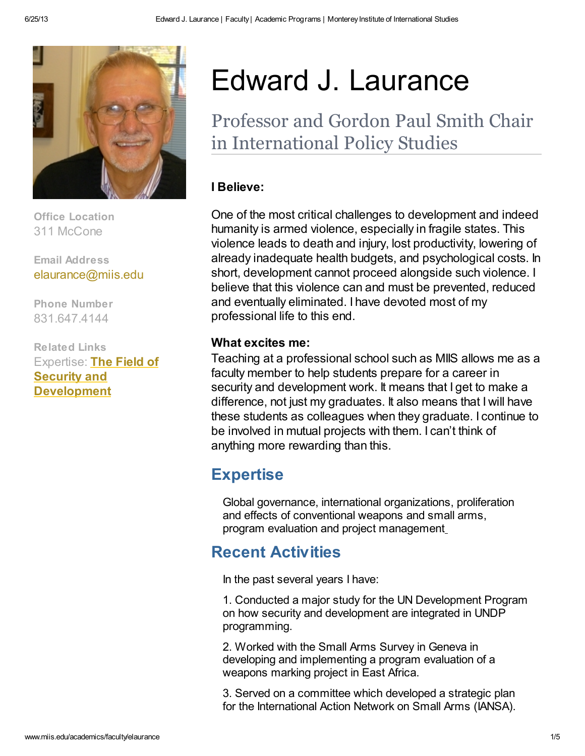# Edward J. Laurance

## Professor and Gordon Paul Smith Chair in International Policy Studies

**Office Location**
311 McCone

**Email Address**
elaurance@miis.edu

**Phone Number**
831.647.4144

**Related Links**
Expertise: **The Field of Security and Development**

**I Believe:**

One of the most critical challenges to development and indeed humanity is armed violence, especially in fragile states. This violence leads to death and injury, lost productivity, lowering of already inadequate health budgets, and psychological costs. In short, development cannot proceed alongside such violence. I believe that this violence can and must be prevented, reduced and eventually eliminated. I have devoted most of my professional life to this end.

**What excites me:**

Teaching at a professional school such as MIIS allows me as a faculty member to help students prepare for a career in security and development work. It means that I get to make a difference, not just my graduates. It also means that I will have these students as colleagues when they graduate. I continue to be involved in mutual projects with them. I can't think of anything more rewarding than this.

## Expertise

Global governance, international organizations, proliferation and effects of conventional weapons and small arms, program evaluation and project management

## Recent Activities

In the past several years I have:

1. Conducted a major study for the UN Development Program on how security and development are integrated in UNDP programming.

2. Worked with the Small Arms Survey in Geneva in developing and implementing a program evaluation of a weapons marking project in East Africa.

3. Served on a committee which developed a strategic plan for the International Action Network on Small Arms (IANSA).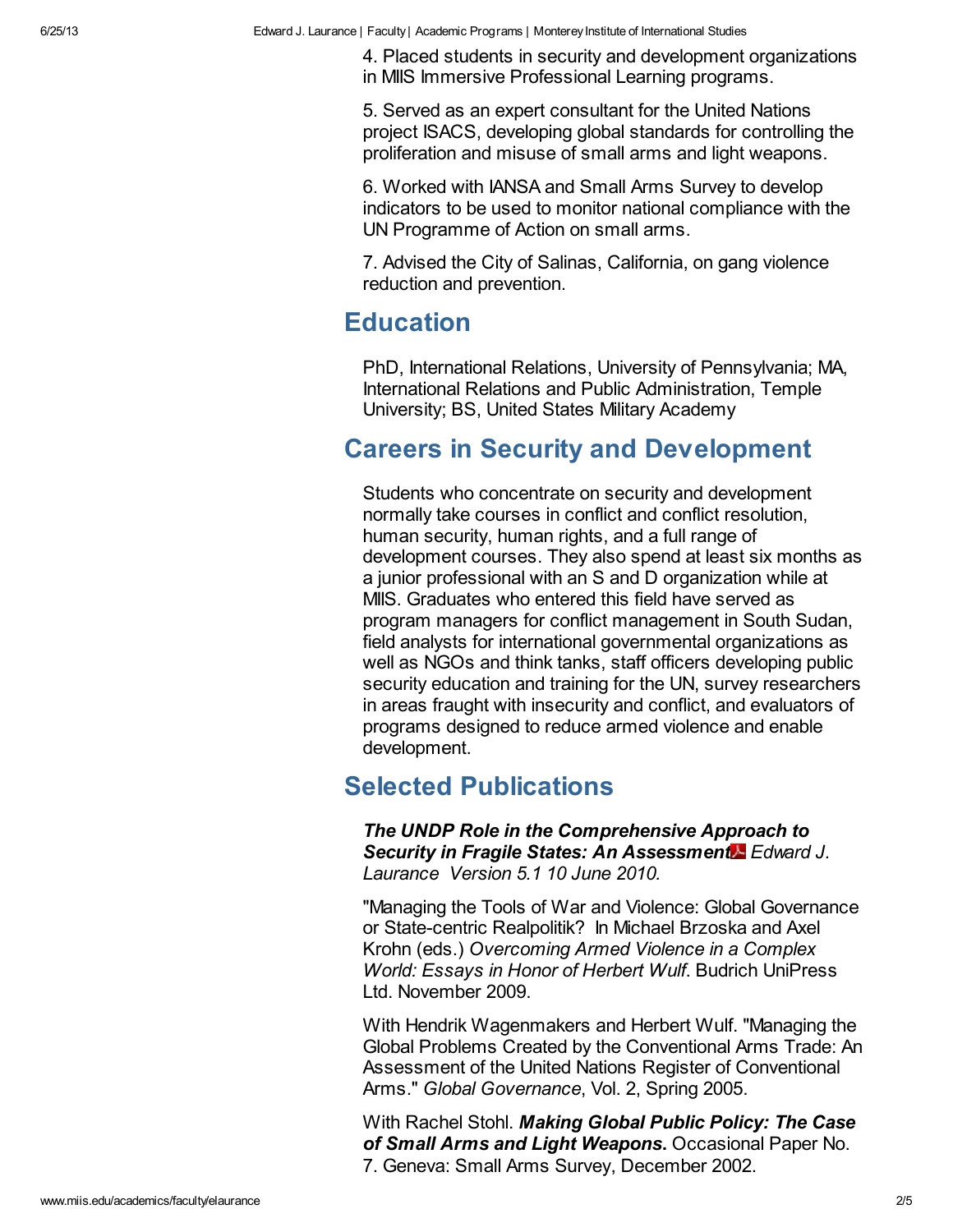4. Placed students in security and development organizations in MIIS Immersive Professional Learning programs.

5. Served as an expert consultant for the United Nations project ISACS, developing global standards for controlling the proliferation and misuse of small arms and light weapons.

6. Worked with IANSA and Small Arms Survey to develop indicators to be used to monitor national compliance with the UN Programme of Action on small arms.

7. Advised the City of Salinas, California, on gang violence reduction and prevention.

## Education

PhD, International Relations, University of Pennsylvania; MA, International Relations and Public Administration, Temple University; BS, United States Military Academy

## Careers in Security and Development

Students who concentrate on security and development normally take courses in conflict and conflict resolution, human security, human rights, and a full range of development courses. They also spend at least six months as a junior professional with an S and D organization while at MIIS. Graduates who entered this field have served as program managers for conflict management in South Sudan, field analysts for international governmental organizations as well as NGOs and think tanks, staff officers developing public security education and training for the UN, survey researchers in areas fraught with insecurity and conflict, and evaluators of programs designed to reduce armed violence and enable development.

## Selected Publications

***The UNDP Role in the Comprehensive Approach to Security in Fragile States: An Assessment*** *Edward J. Laurance Version 5.1 10 June 2010.*

"Managing the Tools of War and Violence: Global Governance or State-centric Realpolitik? In Michael Brzoska and Axel Krohn (eds.) *Overcoming Armed Violence in a Complex World: Essays in Honor of Herbert Wulf*. Budrich UniPress Ltd. November 2009.

With Hendrik Wagenmakers and Herbert Wulf. "Managing the Global Problems Created by the Conventional Arms Trade: An Assessment of the United Nations Register of Conventional Arms." *Global Governance*, Vol. 2, Spring 2005.

With Rachel Stohl. ***Making Global Public Policy: The Case of Small Arms and Light Weapons.*** Occasional Paper No. 7. Geneva: Small Arms Survey, December 2002.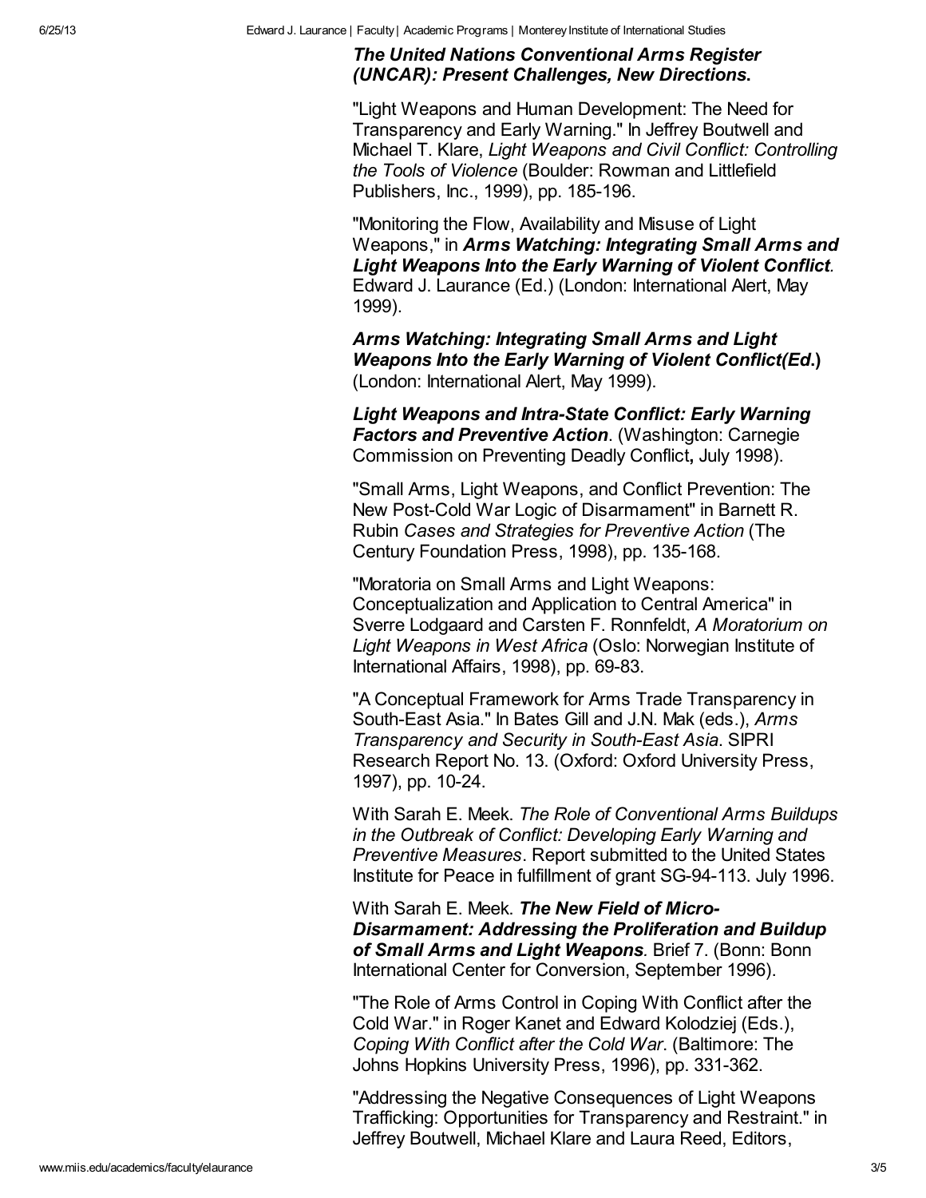***The United Nations Conventional Arms Register (UNCAR): Present Challenges, New Directions.***

"Light Weapons and Human Development: The Need for Transparency and Early Warning." In Jeffrey Boutwell and Michael T. Klare, *Light Weapons and Civil Conflict: Controlling the Tools of Violence* (Boulder: Rowman and Littlefield Publishers, Inc., 1999), pp. 185-196.

"Monitoring the Flow, Availability and Misuse of Light Weapons," in ***Arms Watching: Integrating Small Arms and Light Weapons Into the Early Warning of Violent Conflict***. Edward J. Laurance (Ed.) (London: International Alert, May 1999).

***Arms Watching: Integrating Small Arms and Light Weapons Into the Early Warning of Violent Conflict(Ed.)*** (London: International Alert, May 1999).

***Light Weapons and Intra-State Conflict: Early Warning Factors and Preventive Action***. (Washington: Carnegie Commission on Preventing Deadly Conflict**,** July 1998).

"Small Arms, Light Weapons, and Conflict Prevention: The New Post-Cold War Logic of Disarmament" in Barnett R. Rubin *Cases and Strategies for Preventive Action* (The Century Foundation Press, 1998), pp. 135-168.

"Moratoria on Small Arms and Light Weapons: Conceptualization and Application to Central America" in Sverre Lodgaard and Carsten F. Ronnfeldt, *A Moratorium on Light Weapons in West Africa* (Oslo: Norwegian Institute of International Affairs, 1998), pp. 69-83.

"A Conceptual Framework for Arms Trade Transparency in South-East Asia." In Bates Gill and J.N. Mak (eds.), *Arms Transparency and Security in South-East Asia*. SIPRI Research Report No. 13. (Oxford: Oxford University Press, 1997), pp. 10-24.

With Sarah E. Meek. *The Role of Conventional Arms Buildups in the Outbreak of Conflict: Developing Early Warning and Preventive Measures*. Report submitted to the United States Institute for Peace in fulfillment of grant SG-94-113. July 1996.

With Sarah E. Meek. ***The New Field of Micro-Disarmament: Addressing the Proliferation and Buildup of Small Arms and Light Weapons***. Brief 7. (Bonn: Bonn International Center for Conversion, September 1996).

"The Role of Arms Control in Coping With Conflict after the Cold War." in Roger Kanet and Edward Kolodziej (Eds.), *Coping With Conflict after the Cold War*. (Baltimore: The Johns Hopkins University Press, 1996), pp. 331-362.

"Addressing the Negative Consequences of Light Weapons Trafficking: Opportunities for Transparency and Restraint." in Jeffrey Boutwell, Michael Klare and Laura Reed, Editors,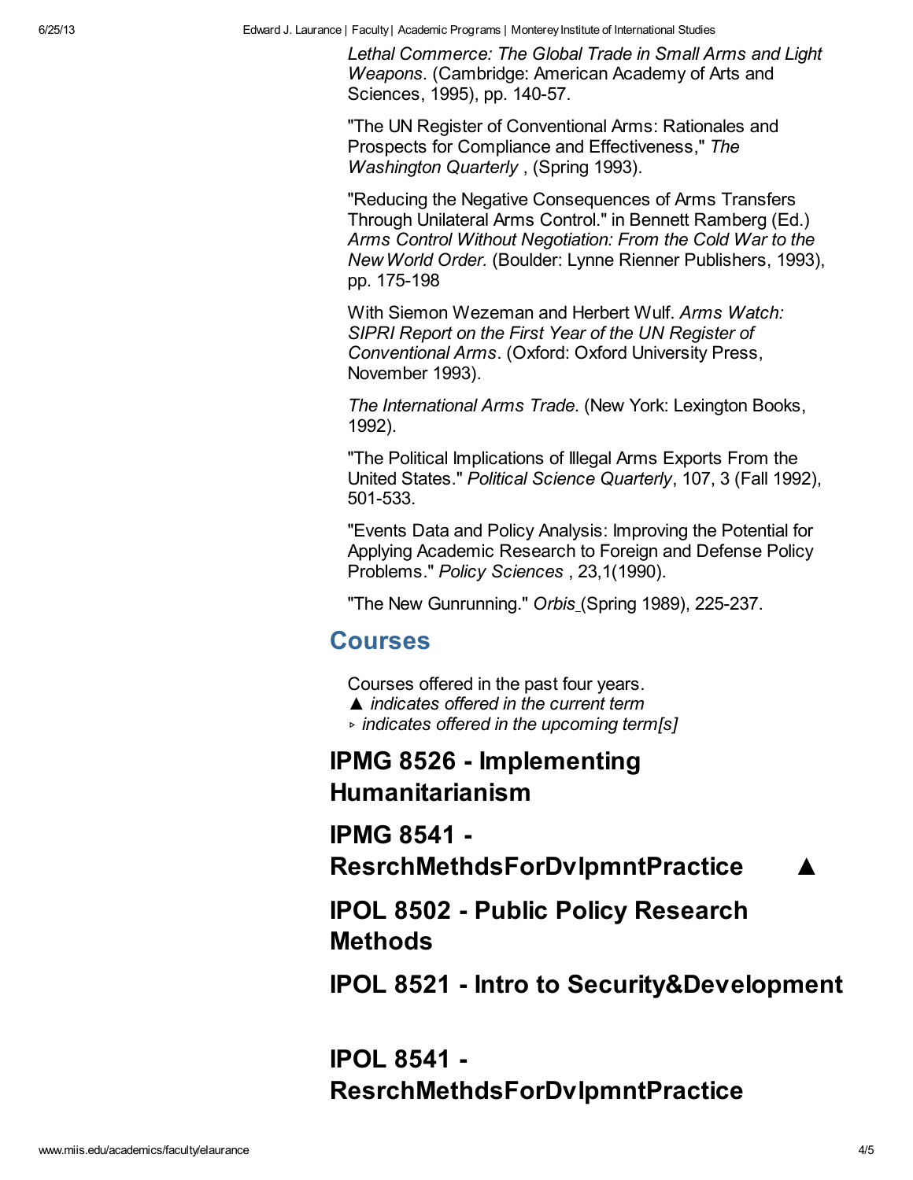*Lethal Commerce: The Global Trade in Small Arms and Light Weapons*. (Cambridge: American Academy of Arts and Sciences, 1995), pp. 140-57.

"The UN Register of Conventional Arms: Rationales and Prospects for Compliance and Effectiveness," *The Washington Quarterly* , (Spring 1993).

"Reducing the Negative Consequences of Arms Transfers Through Unilateral Arms Control." in Bennett Ramberg (Ed.) *Arms Control Without Negotiation: From the Cold War to the New World Order.* (Boulder: Lynne Rienner Publishers, 1993), pp. 175-198

With Siemon Wezeman and Herbert Wulf. *Arms Watch: SIPRI Report on the First Year of the UN Register of Conventional Arms*. (Oxford: Oxford University Press, November 1993).

*The International Arms Trade*. (New York: Lexington Books, 1992).

"The Political Implications of Illegal Arms Exports From the United States." *Political Science Quarterly*, 107, 3 (Fall 1992), 501-533.

"Events Data and Policy Analysis: Improving the Potential for Applying Academic Research to Foreign and Defense Policy Problems." *Policy Sciences* , 23,1(1990).

"The New Gunrunning." *Orbis* (Spring 1989), 225-237.

## Courses

Courses offered in the past four years.
▲ *indicates offered in the current term*
▹ *indicates offered in the upcoming term[s]*

### IPMG 8526 - Implementing Humanitarianism

### IPMG 8541 - ResrchMethdsForDvlpmntPractice ▲

### IPOL 8502 - Public Policy Research Methods

### IPOL 8521 - Intro to Security&Development

### IPOL 8541 - ResrchMethdsForDvlpmntPractice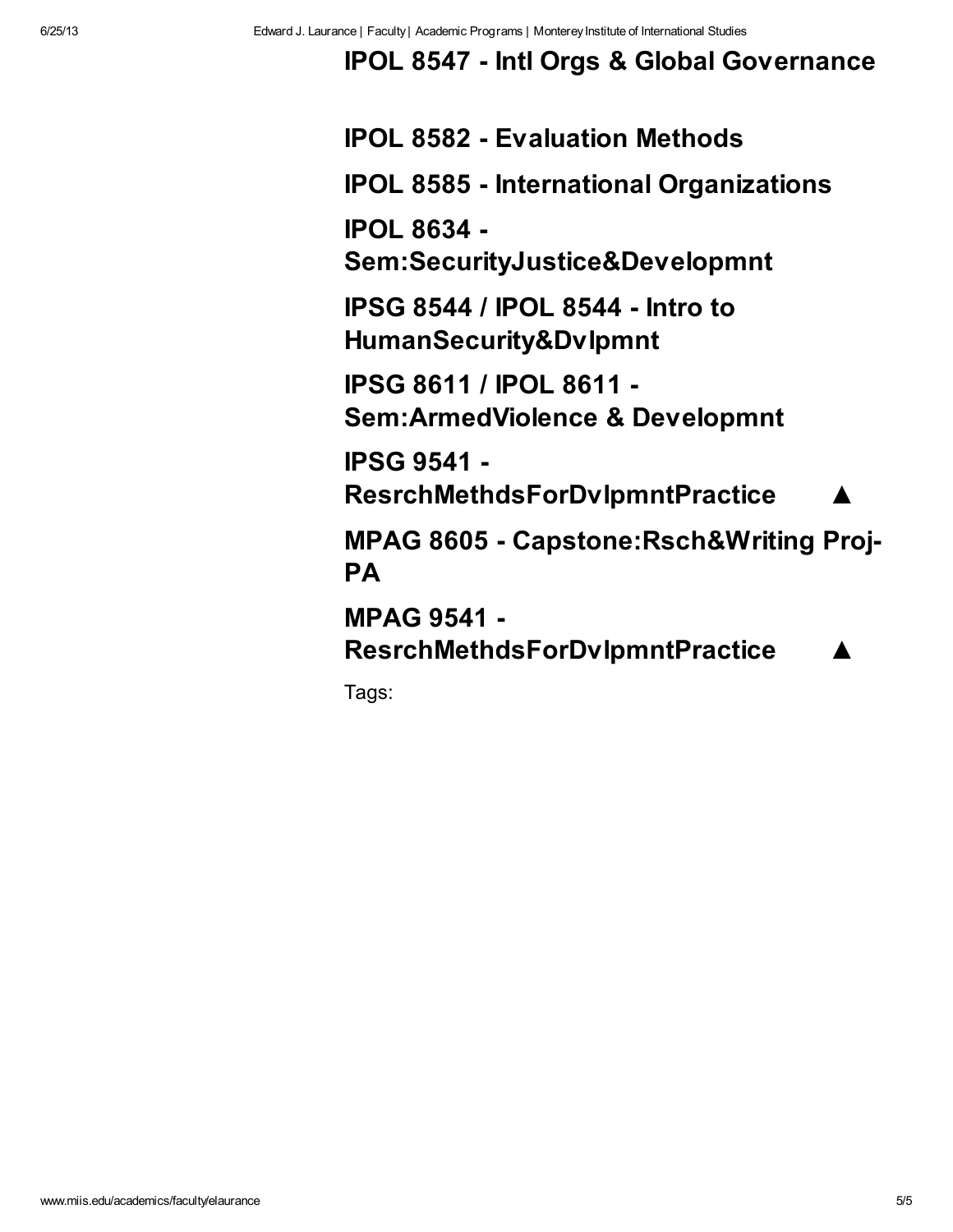### IPOL 8547 - Intl Orgs & Global Governance

### IPOL 8582 - Evaluation Methods

### IPOL 8585 - International Organizations

### IPOL 8634 - Sem:SecurityJustice&Developmnt

### IPSG 8544 / IPOL 8544 - Intro to HumanSecurity&Dvlpmnt

### IPSG 8611 / IPOL 8611 - Sem:ArmedViolence & Developmnt

### IPSG 9541 - ResrchMethdsForDvlpmntPractice ▲

### MPAG 8605 - Capstone:Rsch&Writing Proj-PA

### MPAG 9541 - ResrchMethdsForDvlpmntPractice ▲

Tags: